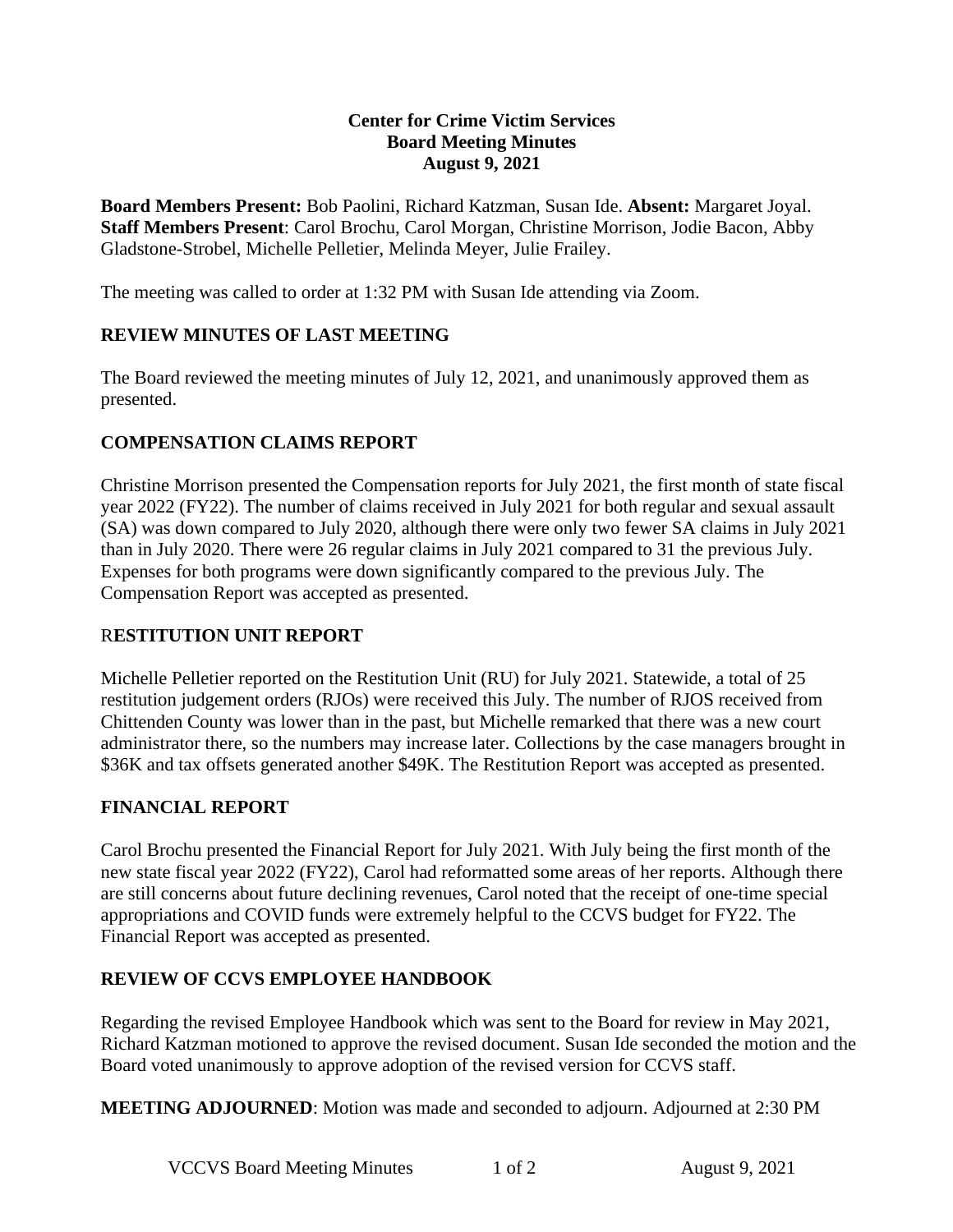**Center for Crime Victim Services**
**Board Meeting Minutes**
**August 9, 2021**

**Board Members Present:** Bob Paolini, Richard Katzman, Susan Ide. **Absent:** Margaret Joyal.
**Staff Members Present**: Carol Brochu, Carol Morgan, Christine Morrison, Jodie Bacon, Abby Gladstone-Strobel, Michelle Pelletier, Melinda Meyer, Julie Frailey.

The meeting was called to order at 1:32 PM with Susan Ide attending via Zoom.

## REVIEW MINUTES OF LAST MEETING

The Board reviewed the meeting minutes of July 12, 2021, and unanimously approved them as presented.

## COMPENSATION CLAIMS REPORT

Christine Morrison presented the Compensation reports for July 2021, the first month of state fiscal year 2022 (FY22). The number of claims received in July 2021 for both regular and sexual assault (SA) was down compared to July 2020, although there were only two fewer SA claims in July 2021 than in July 2020. There were 26 regular claims in July 2021 compared to 31 the previous July. Expenses for both programs were down significantly compared to the previous July. The Compensation Report was accepted as presented.

## RESTITUTION UNIT REPORT

Michelle Pelletier reported on the Restitution Unit (RU) for July 2021. Statewide, a total of 25 restitution judgement orders (RJOs) were received this July. The number of RJOS received from Chittenden County was lower than in the past, but Michelle remarked that there was a new court administrator there, so the numbers may increase later. Collections by the case managers brought in $36K and tax offsets generated another $49K. The Restitution Report was accepted as presented.

## FINANCIAL REPORT

Carol Brochu presented the Financial Report for July 2021. With July being the first month of the new state fiscal year 2022 (FY22), Carol had reformatted some areas of her reports. Although there are still concerns about future declining revenues, Carol noted that the receipt of one-time special appropriations and COVID funds were extremely helpful to the CCVS budget for FY22. The Financial Report was accepted as presented.

## REVIEW OF CCVS EMPLOYEE HANDBOOK

Regarding the revised Employee Handbook which was sent to the Board for review in May 2021, Richard Katzman motioned to approve the revised document. Susan Ide seconded the motion and the Board voted unanimously to approve adoption of the revised version for CCVS staff.

**MEETING ADJOURNED**: Motion was made and seconded to adjourn. Adjourned at 2:30 PM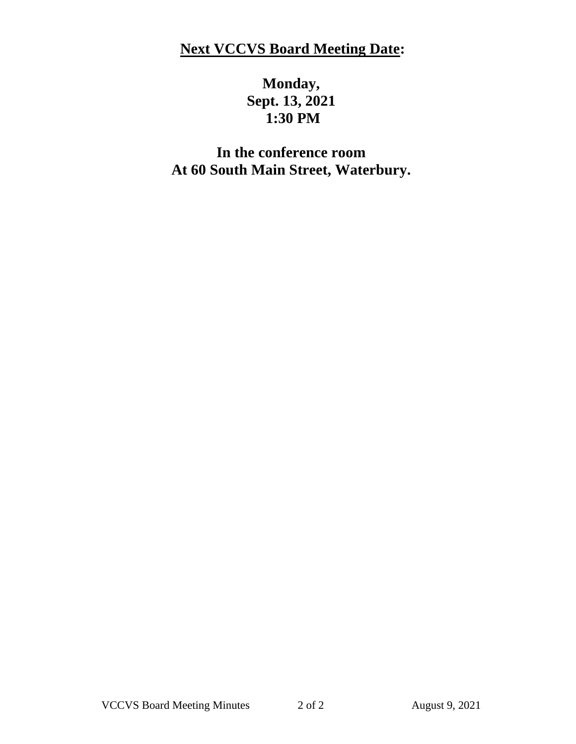**<u>Next VCCVS Board Meeting Date</u>:**

**Monday,**
**Sept. 13, 2021**
**1:30 PM**

**In the conference room**
**At 60 South Main Street, Waterbury.**